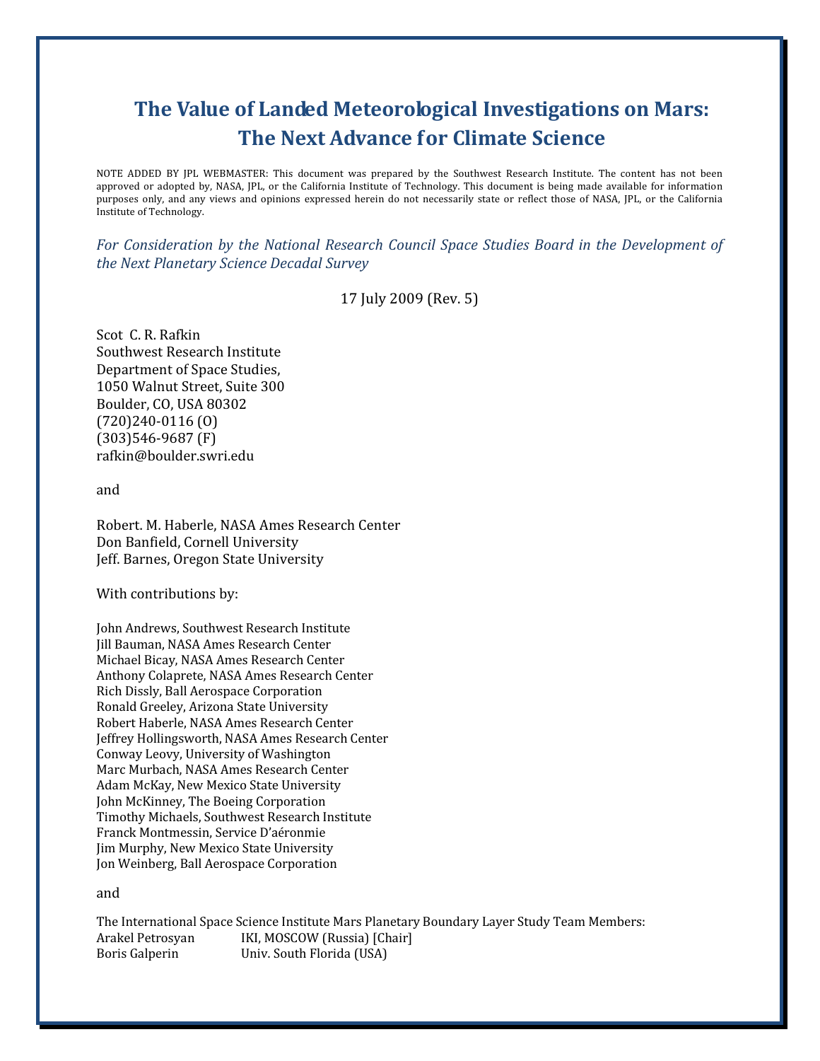# The Value of Landed Meteorological Investigations on Mars: The Next Advance for Climate Science

NOTE ADDED BY JPL WEBMASTER: This document was prepared by the Southwest Research Institute. The content has not been approved or adopted by, NASA, JPL, or the California Institute of Technology. This document is being made available for information purposes only, and any views and opinions expressed herein do not necessarily state or reflect those of NASA, JPL, or the California Institute of Technology.

*For Consideration by the National Research Council Space Studies Board in the Development of the Next Planetary Science Decadal Survey*

17 July 2009 (Rev. 5)

Scot C. R. Rafkin
Southwest Research Institute
Department of Space Studies,
1050 Walnut Street, Suite 300
Boulder, CO, USA 80302
(720)240-0116 (O)
(303)546-9687 (F)
rafkin@boulder.swri.edu

and

Robert. M. Haberle, NASA Ames Research Center
Don Banfield, Cornell University
Jeff. Barnes, Oregon State University

With contributions by:

John Andrews, Southwest Research Institute
Jill Bauman, NASA Ames Research Center
Michael Bicay, NASA Ames Research Center
Anthony Colaprete, NASA Ames Research Center
Rich Dissly, Ball Aerospace Corporation
Ronald Greeley, Arizona State University
Robert Haberle, NASA Ames Research Center
Jeffrey Hollingsworth, NASA Ames Research Center
Conway Leovy, University of Washington
Marc Murbach, NASA Ames Research Center
Adam McKay, New Mexico State University
John McKinney, The Boeing Corporation
Timothy Michaels, Southwest Research Institute
Franck Montmessin, Service D'aéronmie
Jim Murphy, New Mexico State University
Jon Weinberg, Ball Aerospace Corporation

and

The International Space Science Institute Mars Planetary Boundary Layer Study Team Members:

| | |
|---|---|
| Arakel Petrosyan | IKI, MOSCOW (Russia) [Chair] |
| Boris Galperin | Univ. South Florida (USA) |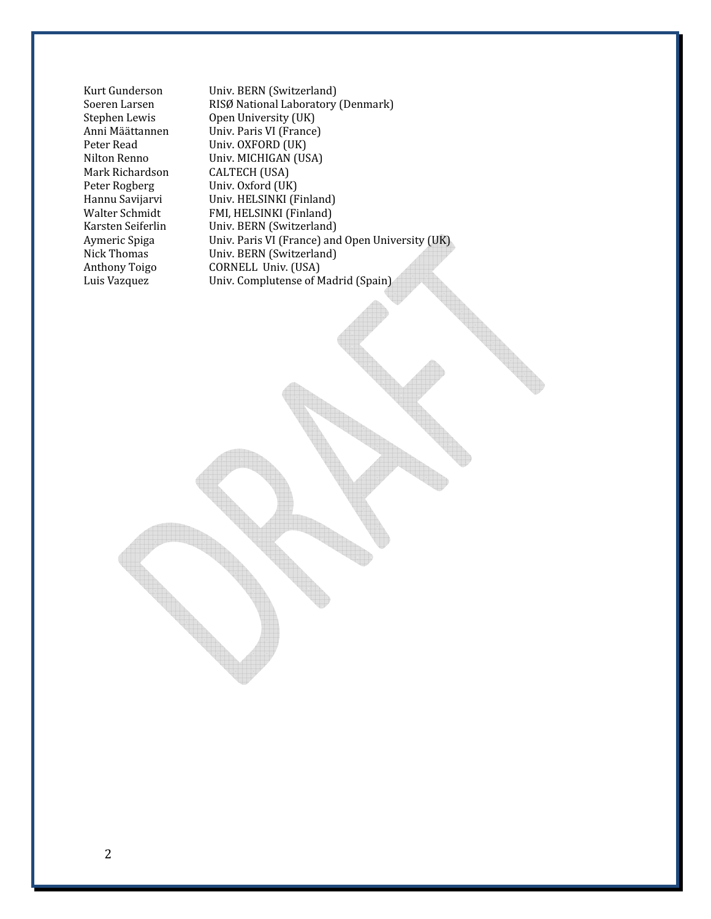| | |
|---|---|
| Kurt Gunderson | Univ. BERN (Switzerland) |
| Soeren Larsen | RISØ National Laboratory (Denmark) |
| Stephen Lewis | Open University (UK) |
| Anni Määttannen | Univ. Paris VI (France) |
| Peter Read | Univ. OXFORD (UK) |
| Nilton Renno | Univ. MICHIGAN (USA) |
| Mark Richardson | CALTECH (USA) |
| Peter Rogberg | Univ. Oxford (UK) |
| Hannu Savijarvi | Univ. HELSINKI (Finland) |
| Walter Schmidt | FMI, HELSINKI (Finland) |
| Karsten Seiferlin | Univ. BERN (Switzerland) |
| Aymeric Spiga | Univ. Paris VI (France) and Open University (UK) |
| Nick Thomas | Univ. BERN (Switzerland) |
| Anthony Toigo | CORNELL Univ. (USA) |
| Luis Vazquez | Univ. Complutense of Madrid (Spain) |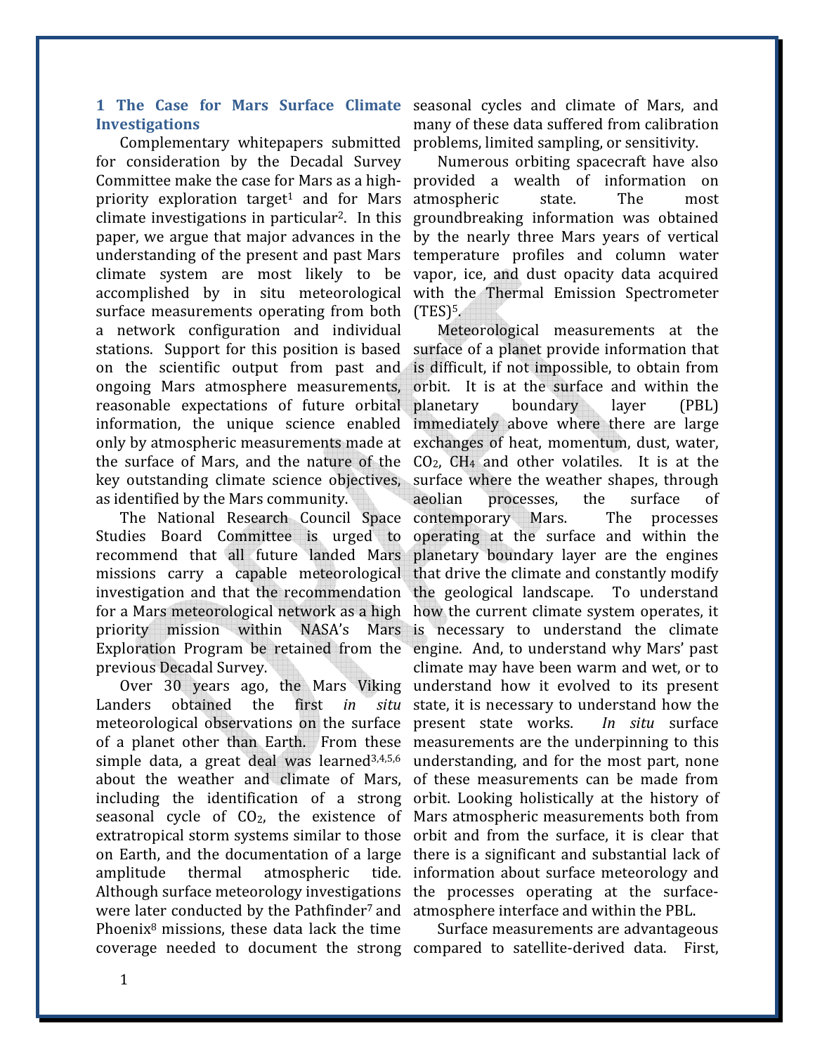## 1 The Case for Mars Surface Climate Investigations

Complementary whitepapers submitted for consideration by the Decadal Survey Committee make the case for Mars as a high-priority exploration target[1] and for Mars climate investigations in particular[2]. In this paper, we argue that major advances in the understanding of the present and past Mars climate system are most likely to be accomplished by in situ meteorological surface measurements operating from both a network configuration and individual stations. Support for this position is based on the scientific output from past and ongoing Mars atmosphere measurements, reasonable expectations of future orbital information, the unique science enabled only by atmospheric measurements made at the surface of Mars, and the nature of the key outstanding climate science objectives, as identified by the Mars community.

The National Research Council Space Studies Board Committee is urged to recommend that all future landed Mars missions carry a capable meteorological investigation and that the recommendation for a Mars meteorological network as a high priority mission within NASA's Mars Exploration Program be retained from the previous Decadal Survey.

Over 30 years ago, the Mars Viking Landers obtained the first *in situ* meteorological observations on the surface of a planet other than Earth. From these simple data, a great deal was learned[3,4,5,6] about the weather and climate of Mars, including the identification of a strong seasonal cycle of $CO_2$, the existence of extratropical storm systems similar to those on Earth, and the documentation of a large amplitude thermal atmospheric tide. Although surface meteorology investigations were later conducted by the Pathfinder[7] and Phoenix[8] missions, these data lack the time coverage needed to document the strong seasonal cycles and climate of Mars, and many of these data suffered from calibration problems, limited sampling, or sensitivity.

Numerous orbiting spacecraft have also provided a wealth of information on atmospheric state. The most groundbreaking information was obtained by the nearly three Mars years of vertical temperature profiles and column water vapor, ice, and dust opacity data acquired with the Thermal Emission Spectrometer (TES)[5].

Meteorological measurements at the surface of a planet provide information that is difficult, if not impossible, to obtain from orbit. It is at the surface and within the planetary boundary layer (PBL) immediately above where there are large exchanges of heat, momentum, dust, water, $CO_2$, $CH_4$ and other volatiles. It is at the surface where the weather shapes, through aeolian processes, the surface of contemporary Mars. The processes operating at the surface and within the planetary boundary layer are the engines that drive the climate and constantly modify the geological landscape. To understand how the current climate system operates, it is necessary to understand the climate engine. And, to understand why Mars' past climate may have been warm and wet, or to understand how it evolved to its present state, it is necessary to understand how the present state works. *In situ* surface measurements are the underpinning to this understanding, and for the most part, none of these measurements can be made from orbit. Looking holistically at the history of Mars atmospheric measurements both from orbit and from the surface, it is clear that there is a significant and substantial lack of information about surface meteorology and the processes operating at the surface-atmosphere interface and within the PBL.

Surface measurements are advantageous compared to satellite-derived data. First,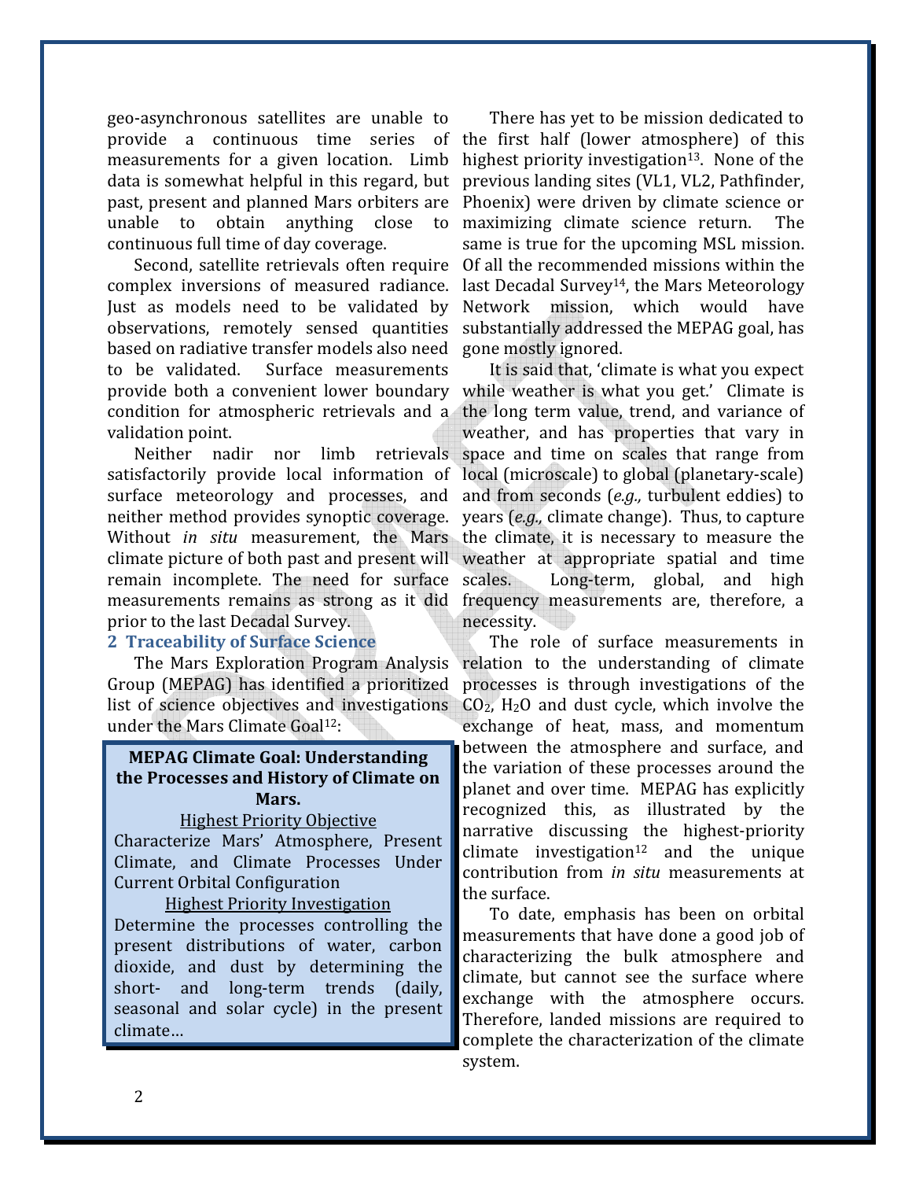geo-asynchronous satellites are unable to provide a continuous time series of measurements for a given location. Limb data is somewhat helpful in this regard, but past, present and planned Mars orbiters are unable to obtain anything close to continuous full time of day coverage.

Second, satellite retrievals often require complex inversions of measured radiance. Just as models need to be validated by observations, remotely sensed quantities based on radiative transfer models also need to be validated. Surface measurements provide both a convenient lower boundary condition for atmospheric retrievals and a validation point.

Neither nadir nor limb retrievals satisfactorily provide local information of surface meteorology and processes, and neither method provides synoptic coverage. Without *in situ* measurement, the Mars climate picture of both past and present will remain incomplete. The need for surface measurements remains as strong as it did prior to the last Decadal Survey.

## 2 Traceability of Surface Science

The Mars Exploration Program Analysis Group (MEPAG) has identified a prioritized list of science objectives and investigations under the Mars Climate Goal[12]:

> **MEPAG Climate Goal: Understanding the Processes and History of Climate on Mars.**
>
> Highest Priority Objective
>
> Characterize Mars' Atmosphere, Present Climate, and Climate Processes Under Current Orbital Configuration
>
> Highest Priority Investigation
>
> Determine the processes controlling the present distributions of water, carbon dioxide, and dust by determining the short- and long-term trends (daily, seasonal and solar cycle) in the present climate…

There has yet to be mission dedicated to the first half (lower atmosphere) of this highest priority investigation[13]. None of the previous landing sites (VL1, VL2, Pathfinder, Phoenix) were driven by climate science or maximizing climate science return. The same is true for the upcoming MSL mission. Of all the recommended missions within the last Decadal Survey[14], the Mars Meteorology Network mission, which would have substantially addressed the MEPAG goal, has gone mostly ignored.

It is said that, 'climate is what you expect while weather is what you get.' Climate is the long term value, trend, and variance of weather, and has properties that vary in space and time on scales that range from local (microscale) to global (planetary-scale) and from seconds (*e.g.,* turbulent eddies) to years (*e.g.,* climate change). Thus, to capture the climate, it is necessary to measure the weather at appropriate spatial and time scales. Long-term, global, and high frequency measurements are, therefore, a necessity.

The role of surface measurements in relation to the understanding of climate processes is through investigations of the $CO_2$, $H_2O$ and dust cycle, which involve the exchange of heat, mass, and momentum between the atmosphere and surface, and the variation of these processes around the planet and over time. MEPAG has explicitly recognized this, as illustrated by the narrative discussing the highest-priority climate investigation[12] and the unique contribution from *in situ* measurements at the surface.

To date, emphasis has been on orbital measurements that have done a good job of characterizing the bulk atmosphere and climate, but cannot see the surface where exchange with the atmosphere occurs. Therefore, landed missions are required to complete the characterization of the climate system.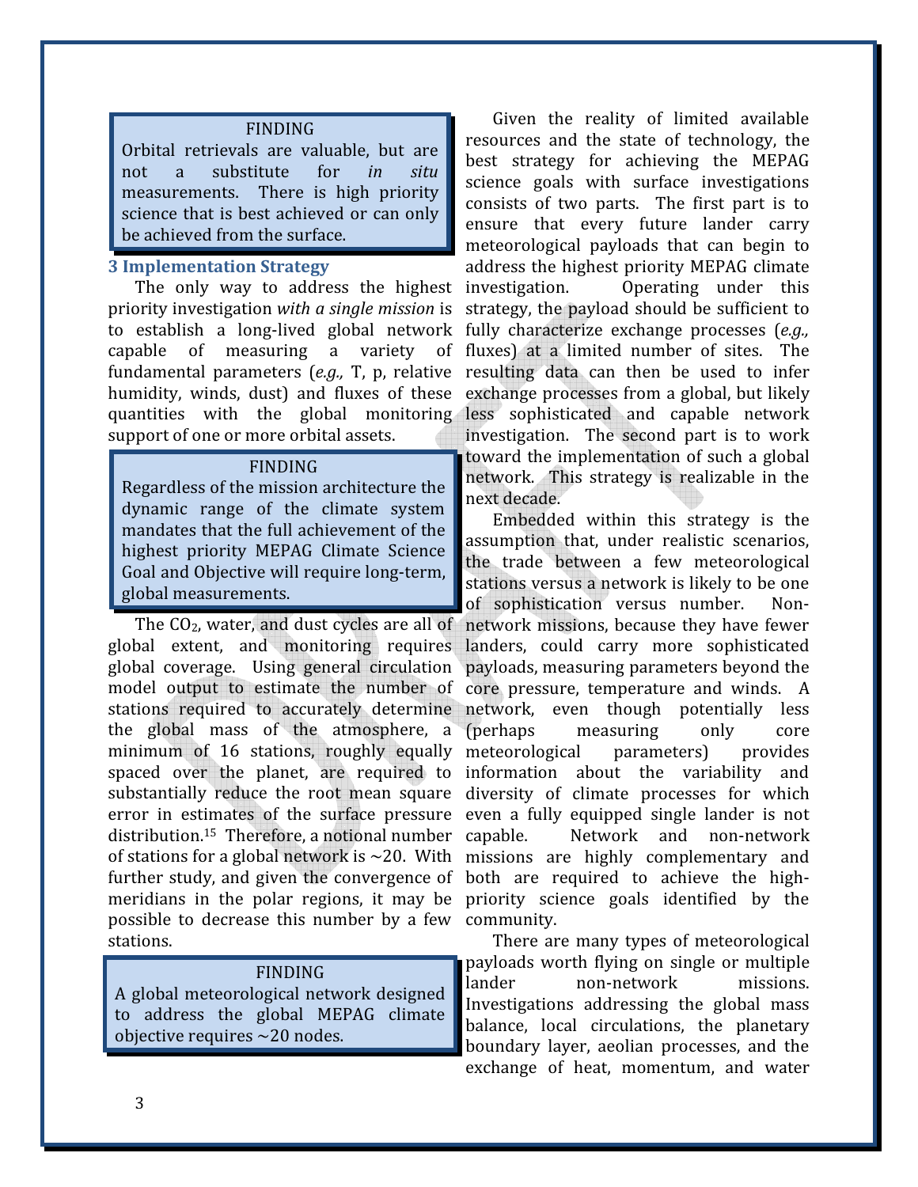> **FINDING**
>
> Orbital retrievals are valuable, but are not a substitute for *in situ* measurements. There is high priority science that is best achieved or can only be achieved from the surface.

## 3 Implementation Strategy

The only way to address the highest priority investigation *with a single mission* is to establish a long-lived global network capable of measuring a variety of fundamental parameters (*e.g.,* T, p, relative humidity, winds, dust) and fluxes of these quantities with the global monitoring support of one or more orbital assets.

> **FINDING**
>
> Regardless of the mission architecture the dynamic range of the climate system mandates that the full achievement of the highest priority MEPAG Climate Science Goal and Objective will require long-term, global measurements.

The $CO_2$, water, and dust cycles are all of global extent, and monitoring requires global coverage. Using general circulation model output to estimate the number of stations required to accurately determine the global mass of the atmosphere, a minimum of 16 stations, roughly equally spaced over the planet, are required to substantially reduce the root mean square error in estimates of the surface pressure distribution.[15] Therefore, a notional number of stations for a global network is ~20. With further study, and given the convergence of meridians in the polar regions, it may be possible to decrease this number by a few stations.

> **FINDING**
>
> A global meteorological network designed to address the global MEPAG climate objective requires ~20 nodes.

Given the reality of limited available resources and the state of technology, the best strategy for achieving the MEPAG science goals with surface investigations consists of two parts. The first part is to ensure that every future lander carry meteorological payloads that can begin to address the highest priority MEPAG climate investigation. Operating under this strategy, the payload should be sufficient to fully characterize exchange processes (*e.g.,* fluxes) at a limited number of sites. The resulting data can then be used to infer exchange processes from a global, but likely less sophisticated and capable network investigation. The second part is to work toward the implementation of such a global network. This strategy is realizable in the next decade.

Embedded within this strategy is the assumption that, under realistic scenarios, the trade between a few meteorological stations versus a network is likely to be one of sophistication versus number. Non-network missions, because they have fewer landers, could carry more sophisticated payloads, measuring parameters beyond the core pressure, temperature and winds. A network, even though potentially less (perhaps measuring only core meteorological parameters) provides information about the variability and diversity of climate processes for which even a fully equipped single lander is not capable. Network and non-network missions are highly complementary and both are required to achieve the high-priority science goals identified by the community.

There are many types of meteorological payloads worth flying on single or multiple lander non-network missions. Investigations addressing the global mass balance, local circulations, the planetary boundary layer, aeolian processes, and the exchange of heat, momentum, and water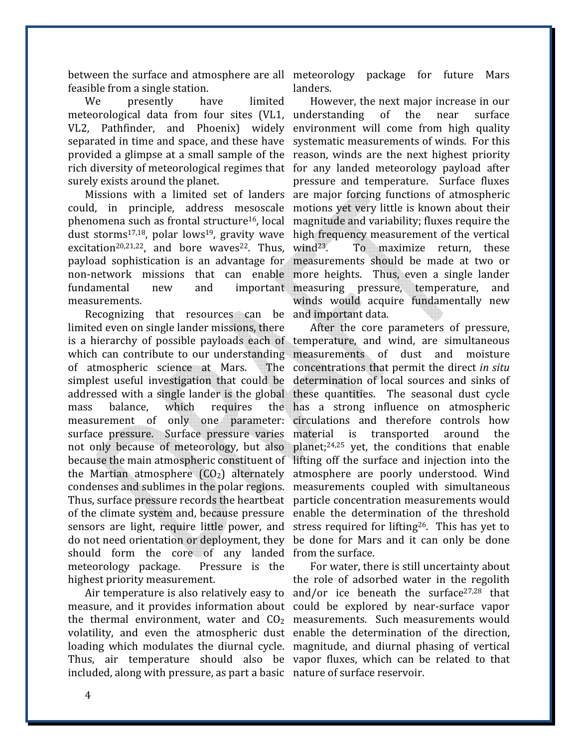between the surface and atmosphere are all feasible from a single station.

We presently have limited meteorological data from four sites (VL1, VL2, Pathfinder, and Phoenix) widely separated in time and space, and these have provided a glimpse at a small sample of the rich diversity of meteorological regimes that surely exists around the planet.

Missions with a limited set of landers could, in principle, address mesoscale phenomena such as frontal structure[16], local dust storms[17,18], polar lows[19], gravity wave excitation[20,21,22], and bore waves[22]. Thus, payload sophistication is an advantage for non-network missions that can enable fundamental new and important measurements.

Recognizing that resources can be limited even on single lander missions, there is a hierarchy of possible payloads each of which can contribute to our understanding of atmospheric science at Mars. The simplest useful investigation that could be addressed with a single lander is the global mass balance, which requires the measurement of only one parameter: surface pressure. Surface pressure varies not only because of meteorology, but also because the main atmospheric constituent of the Martian atmosphere ($CO_2$) alternately condenses and sublimes in the polar regions. Thus, surface pressure records the heartbeat of the climate system and, because pressure sensors are light, require little power, and do not need orientation or deployment, they should form the core of any landed meteorology package. Pressure is the highest priority measurement.

Air temperature is also relatively easy to measure, and it provides information about the thermal environment, water and $CO_2$ volatility, and even the atmospheric dust loading which modulates the diurnal cycle. Thus, air temperature should also be included, along with pressure, as part a basic meteorology package for future Mars landers.

However, the next major increase in our understanding of the near surface environment will come from high quality systematic measurements of winds. For this reason, winds are the next highest priority for any landed meteorology payload after pressure and temperature. Surface fluxes are major forcing functions of atmospheric motions yet very little is known about their magnitude and variability; fluxes require the high frequency measurement of the vertical wind[23]. To maximize return, these measurements should be made at two or more heights. Thus, even a single lander measuring pressure, temperature, and winds would acquire fundamentally new and important data.

After the core parameters of pressure, temperature, and wind, are simultaneous measurements of dust and moisture concentrations that permit the direct *in situ* determination of local sources and sinks of these quantities. The seasonal dust cycle has a strong influence on atmospheric circulations and therefore controls how material is transported around the planet;[24,25] yet, the conditions that enable lifting off the surface and injection into the atmosphere are poorly understood. Wind measurements coupled with simultaneous particle concentration measurements would enable the determination of the threshold stress required for lifting[26]. This has yet to be done for Mars and it can only be done from the surface.

For water, there is still uncertainty about the role of adsorbed water in the regolith and/or ice beneath the surface[27,28] that could be explored by near-surface vapor measurements. Such measurements would enable the determination of the direction, magnitude, and diurnal phasing of vertical vapor fluxes, which can be related to that nature of surface reservoir.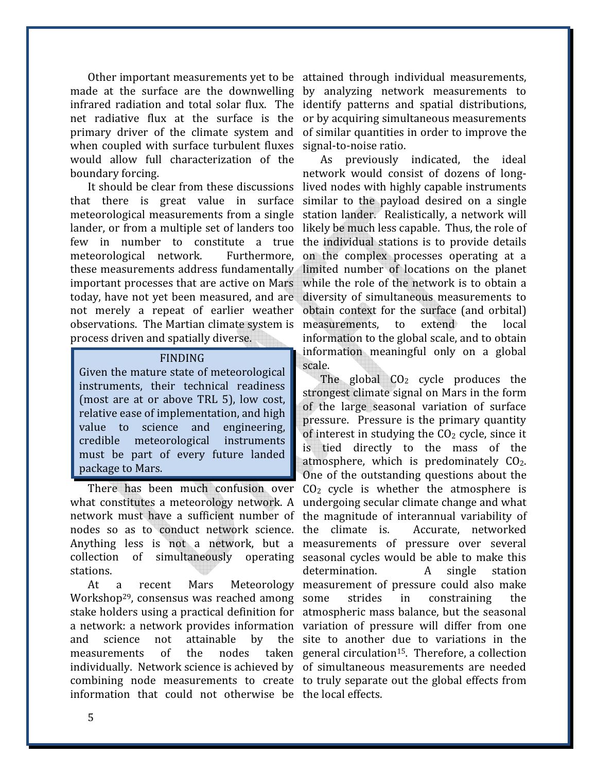Other important measurements yet to be made at the surface are the downwelling infrared radiation and total solar flux. The net radiative flux at the surface is the primary driver of the climate system and when coupled with surface turbulent fluxes would allow full characterization of the boundary forcing.

It should be clear from these discussions that there is great value in surface meteorological measurements from a single lander, or from a multiple set of landers too few in number to constitute a true meteorological network. Furthermore, these measurements address fundamentally important processes that are active on Mars today, have not yet been measured, and are not merely a repeat of earlier weather observations. The Martian climate system is process driven and spatially diverse.

> **FINDING**
>
> Given the mature state of meteorological instruments, their technical readiness (most are at or above TRL 5), low cost, relative ease of implementation, and high value to science and engineering, credible meteorological instruments must be part of every future landed package to Mars.

There has been much confusion over what constitutes a meteorology network. A network must have a sufficient number of nodes so as to conduct network science. Anything less is not a network, but a collection of simultaneously operating stations.

At a recent Mars Meteorology Workshop[29], consensus was reached among stake holders using a practical definition for a network: a network provides information and science not attainable by the measurements of the nodes taken individually. Network science is achieved by combining node measurements to create information that could not otherwise be attained through individual measurements, by analyzing network measurements to identify patterns and spatial distributions, or by acquiring simultaneous measurements of similar quantities in order to improve the signal-to-noise ratio.

As previously indicated, the ideal network would consist of dozens of long-lived nodes with highly capable instruments similar to the payload desired on a single station lander. Realistically, a network will likely be much less capable. Thus, the role of the individual stations is to provide details on the complex processes operating at a limited number of locations on the planet while the role of the network is to obtain a diversity of simultaneous measurements to obtain context for the surface (and orbital) measurements, to extend the local information to the global scale, and to obtain information meaningful only on a global scale.

The global $CO_2$ cycle produces the strongest climate signal on Mars in the form of the large seasonal variation of surface pressure. Pressure is the primary quantity of interest in studying the $CO_2$ cycle, since it is tied directly to the mass of the atmosphere, which is predominately $CO_2$. One of the outstanding questions about the $CO_2$ cycle is whether the atmosphere is undergoing secular climate change and what the magnitude of interannual variability of the climate is. Accurate, networked measurements of pressure over several seasonal cycles would be able to make this determination. A single station measurement of pressure could also make some strides in constraining the atmospheric mass balance, but the seasonal variation of pressure will differ from one site to another due to variations in the general circulation[15]. Therefore, a collection of simultaneous measurements are needed to truly separate out the global effects from the local effects.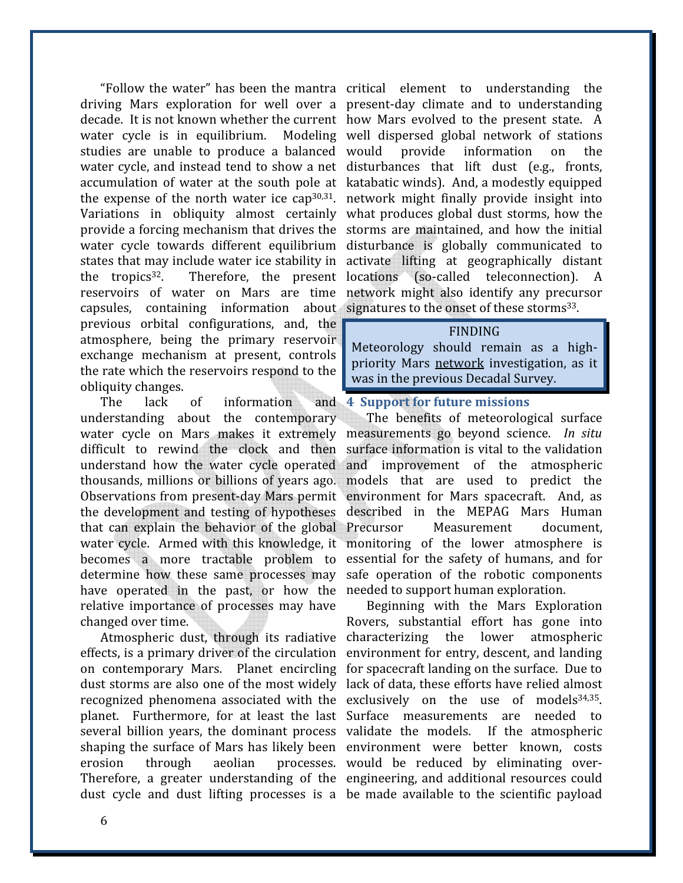"Follow the water" has been the mantra driving Mars exploration for well over a decade. It is not known whether the current water cycle is in equilibrium. Modeling studies are unable to produce a balanced water cycle, and instead tend to show a net accumulation of water at the south pole at the expense of the north water ice cap[30,31]. Variations in obliquity almost certainly provide a forcing mechanism that drives the water cycle towards different equilibrium states that may include water ice stability in the tropics[32]. Therefore, the present reservoirs of water on Mars are time capsules, containing information about previous orbital configurations, and, the atmosphere, being the primary reservoir exchange mechanism at present, controls the rate which the reservoirs respond to the obliquity changes.

The lack of information and understanding about the contemporary water cycle on Mars makes it extremely difficult to rewind the clock and then understand how the water cycle operated thousands, millions or billions of years ago. Observations from present-day Mars permit the development and testing of hypotheses that can explain the behavior of the global water cycle. Armed with this knowledge, it becomes a more tractable problem to determine how these same processes may have operated in the past, or how the relative importance of processes may have changed over time.

Atmospheric dust, through its radiative effects, is a primary driver of the circulation on contemporary Mars. Planet encircling dust storms are also one of the most widely recognized phenomena associated with the planet. Furthermore, for at least the last several billion years, the dominant process shaping the surface of Mars has likely been erosion through aeolian processes. Therefore, a greater understanding of the dust cycle and dust lifting processes is a critical element to understanding the present-day climate and to understanding how Mars evolved to the present state. A well dispersed global network of stations would provide information on the disturbances that lift dust (e.g., fronts, katabatic winds). And, a modestly equipped network might finally provide insight into what produces global dust storms, how the storms are maintained, and how the initial disturbance is globally communicated to activate lifting at geographically distant locations (so-called teleconnection). A network might also identify any precursor signatures to the onset of these storms[33].

> FINDING
>
> Meteorology should remain as a high-priority Mars network investigation, as it was in the previous Decadal Survey.

## 4 Support for future missions

The benefits of meteorological surface measurements go beyond science. *In situ* surface information is vital to the validation and improvement of the atmospheric models that are used to predict the environment for Mars spacecraft. And, as described in the MEPAG Mars Human Precursor Measurement document, monitoring of the lower atmosphere is essential for the safety of humans, and for safe operation of the robotic components needed to support human exploration.

Beginning with the Mars Exploration Rovers, substantial effort has gone into characterizing the lower atmospheric environment for entry, descent, and landing for spacecraft landing on the surface. Due to lack of data, these efforts have relied almost exclusively on the use of models[34,35]. Surface measurements are needed to validate the models. If the atmospheric environment were better known, costs would be reduced by eliminating over-engineering, and additional resources could be made available to the scientific payload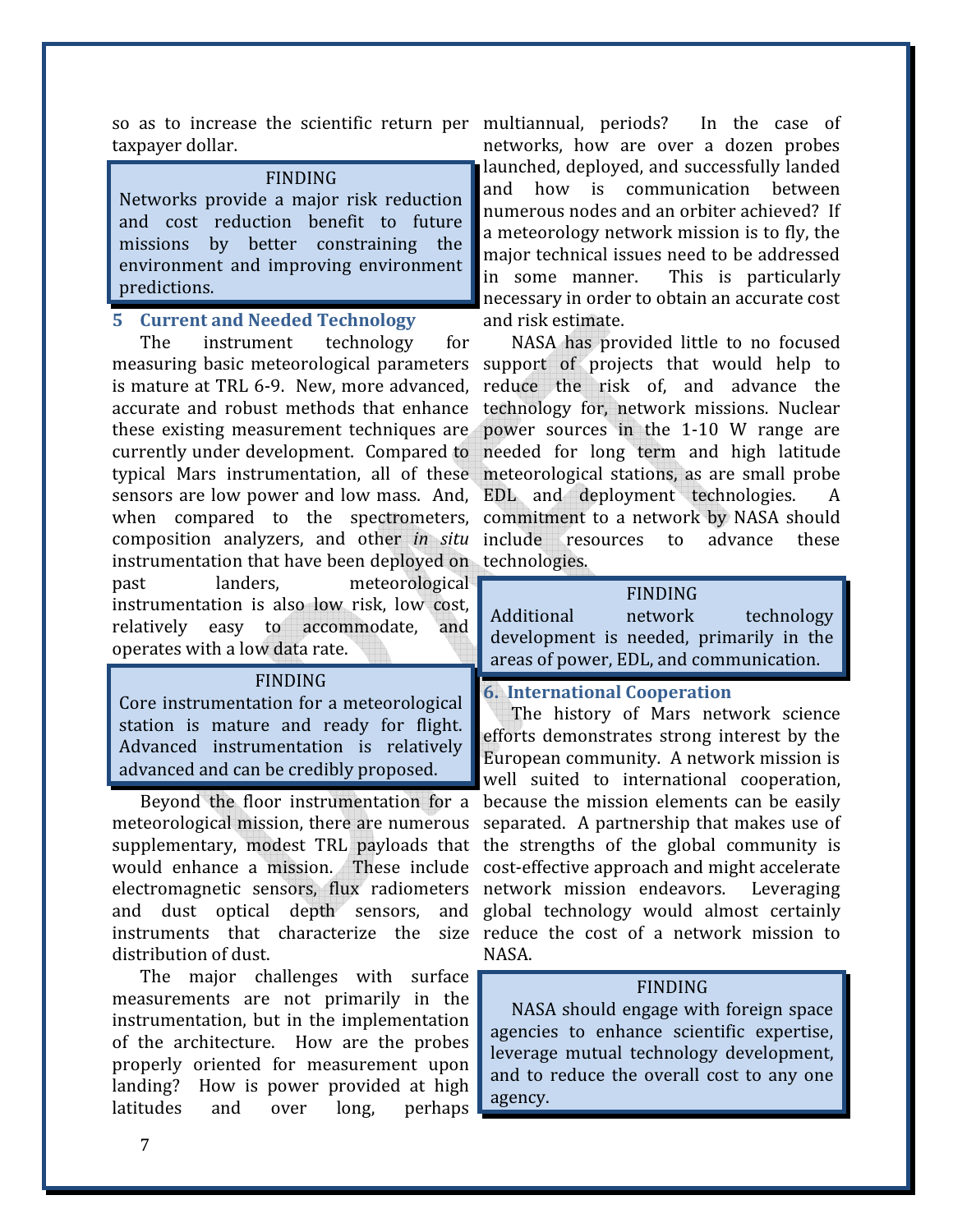so as to increase the scientific return per taxpayer dollar.

> **FINDING**
> Networks provide a major risk reduction and cost reduction benefit to future missions by better constraining the environment and improving environment predictions.

## 5 Current and Needed Technology

The instrument technology for measuring basic meteorological parameters is mature at TRL 6-9. New, more advanced, accurate and robust methods that enhance these existing measurement techniques are currently under development. Compared to typical Mars instrumentation, all of these sensors are low power and low mass. And, when compared to the spectrometers, composition analyzers, and other *in situ* instrumentation that have been deployed on past landers, meteorological instrumentation is also low risk, low cost, relatively easy to accommodate, and operates with a low data rate.

> **FINDING**
> Core instrumentation for a meteorological station is mature and ready for flight. Advanced instrumentation is relatively advanced and can be credibly proposed.

Beyond the floor instrumentation for a meteorological mission, there are numerous supplementary, modest TRL payloads that would enhance a mission. These include electromagnetic sensors, flux radiometers and dust optical depth sensors, and instruments that characterize the size distribution of dust.

The major challenges with surface measurements are not primarily in the instrumentation, but in the implementation of the architecture. How are the probes properly oriented for measurement upon landing? How is power provided at high latitudes and over long, perhaps multiannual, periods? In the case of networks, how are over a dozen probes launched, deployed, and successfully landed and how is communication between numerous nodes and an orbiter achieved? If a meteorology network mission is to fly, the major technical issues need to be addressed in some manner. This is particularly necessary in order to obtain an accurate cost and risk estimate.

NASA has provided little to no focused support of projects that would help to reduce the risk of, and advance the technology for, network missions. Nuclear power sources in the 1-10 W range are needed for long term and high latitude meteorological stations, as are small probe EDL and deployment technologies. A commitment to a network by NASA should include resources to advance these technologies.

> **FINDING**
> Additional network technology development is needed, primarily in the areas of power, EDL, and communication.

## 6. International Cooperation

The history of Mars network science efforts demonstrates strong interest by the European community. A network mission is well suited to international cooperation, because the mission elements can be easily separated. A partnership that makes use of the strengths of the global community is cost-effective approach and might accelerate network mission endeavors. Leveraging global technology would almost certainly reduce the cost of a network mission to NASA.

> **FINDING**
> NASA should engage with foreign space agencies to enhance scientific expertise, leverage mutual technology development, and to reduce the overall cost to any one agency.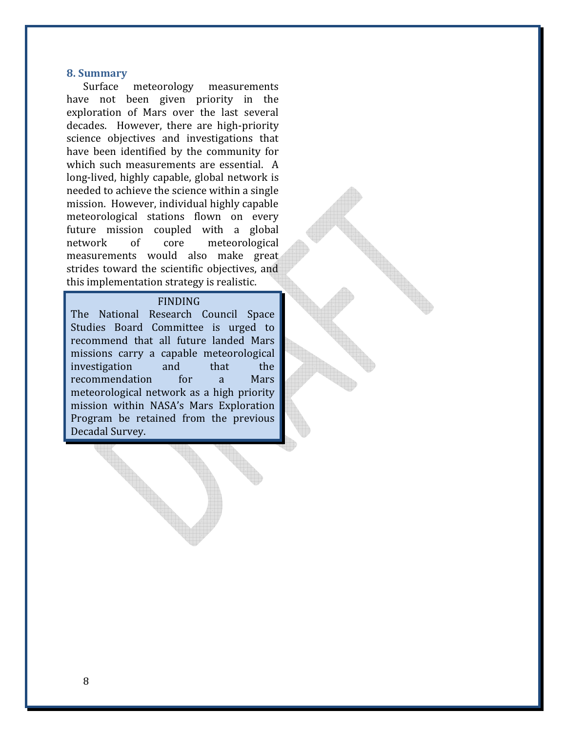## 8. Summary

Surface meteorology measurements have not been given priority in the exploration of Mars over the last several decades. However, there are high-priority science objectives and investigations that have been identified by the community for which such measurements are essential. A long-lived, highly capable, global network is needed to achieve the science within a single mission. However, individual highly capable meteorological stations flown on every future mission coupled with a global network of core meteorological measurements would also make great strides toward the scientific objectives, and this implementation strategy is realistic.

> FINDING
>
> The National Research Council Space Studies Board Committee is urged to recommend that all future landed Mars missions carry a capable meteorological investigation and that the recommendation for a Mars meteorological network as a high priority mission within NASA's Mars Exploration Program be retained from the previous Decadal Survey.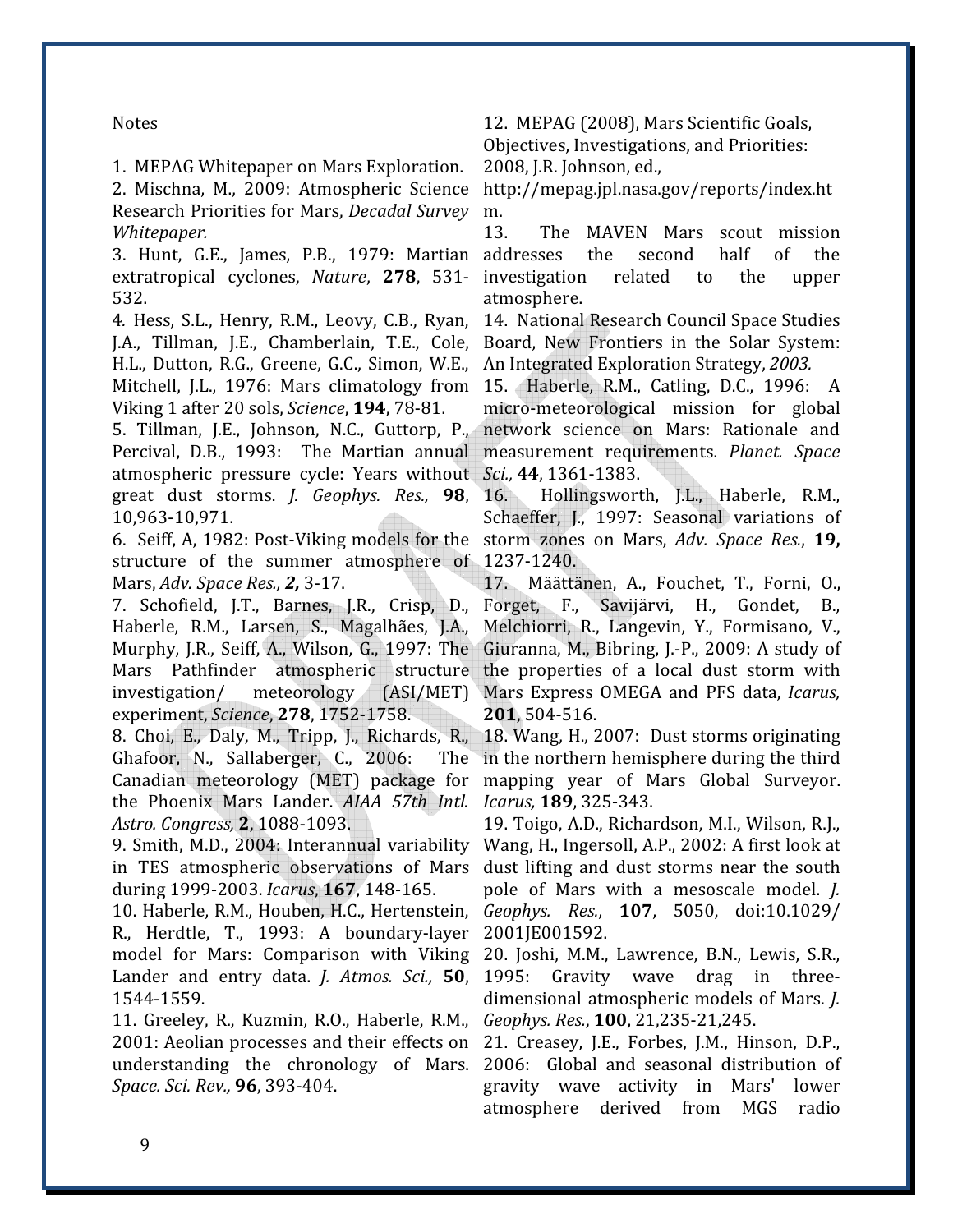Notes

1. MEPAG Whitepaper on Mars Exploration.
2. Mischna, M., 2009: Atmospheric Science Research Priorities for Mars, *Decadal Survey Whitepaper.*
3. Hunt, G.E., James, P.B., 1979: Martian extratropical cyclones, *Nature*, **278**, 531-532.
4. Hess, S.L., Henry, R.M., Leovy, C.B., Ryan, J.A., Tillman, J.E., Chamberlain, T.E., Cole, H.L., Dutton, R.G., Greene, G.C., Simon, W.E., Mitchell, J.L., 1976: Mars climatology from Viking 1 after 20 sols, *Science*, **194**, 78-81.
5. Tillman, J.E., Johnson, N.C., Guttorp, P., Percival, D.B., 1993: The Martian annual atmospheric pressure cycle: Years without great dust storms. *J. Geophys. Res.,* **98**, 10,963-10,971.
6. Seiff, A, 1982: Post-Viking models for the structure of the summer atmosphere of Mars, *Adv. Space Res., **2,*** 3-17.
7. Schofield, J.T., Barnes, J.R., Crisp, D., Haberle, R.M., Larsen, S., Magalhães, J.A., Murphy, J.R., Seiff, A., Wilson, G., 1997: The Mars Pathfinder atmospheric structure investigation/ meteorology (ASI/MET) experiment, *Science*, **278**, 1752-1758.
8. Choi, E., Daly, M., Tripp, J., Richards, R., Ghafoor, N., Sallaberger, C., 2006: The Canadian meteorology (MET) package for the Phoenix Mars Lander. *AIAA 57th Intl. Astro. Congress,* **2**, 1088-1093.
9. Smith, M.D., 2004: Interannual variability in TES atmospheric observations of Mars during 1999-2003. *Icarus*, **167**, 148-165.
10. Haberle, R.M., Houben, H.C., Hertenstein, R., Herdtle, T., 1993: A boundary-layer model for Mars: Comparison with Viking Lander and entry data. *J. Atmos. Sci.,* **50**, 1544-1559.
11. Greeley, R., Kuzmin, R.O., Haberle, R.M., 2001: Aeolian processes and their effects on understanding the chronology of Mars. *Space. Sci. Rev.,* **96**, 393-404.
12. MEPAG (2008), Mars Scientific Goals, Objectives, Investigations, and Priorities: 2008, J.R. Johnson, ed., http://mepag.jpl.nasa.gov/reports/index.htm.
13. The MAVEN Mars scout mission addresses the second half of the investigation related to the upper atmosphere.
14. National Research Council Space Studies Board, New Frontiers in the Solar System: An Integrated Exploration Strategy, *2003.*
15. Haberle, R.M., Catling, D.C., 1996: A micro-meteorological mission for global network science on Mars: Rationale and measurement requirements. *Planet. Space Sci.,* **44**, 1361-1383.
16. Hollingsworth, J.L., Haberle, R.M., Schaeffer, J., 1997: Seasonal variations of storm zones on Mars, *Adv. Space Res.*, **19,** 1237-1240.
17. Määttänen, A., Fouchet, T., Forni, O., Forget, F., Savijärvi, H., Gondet, B., Melchiorri, R., Langevin, Y., Formisano, V., Giuranna, M., Bibring, J.-P., 2009: A study of the properties of a local dust storm with Mars Express OMEGA and PFS data, *Icarus,* **201**, 504-516.
18. Wang, H., 2007: Dust storms originating in the northern hemisphere during the third mapping year of Mars Global Surveyor. *Icarus,* **189**, 325-343.
19. Toigo, A.D., Richardson, M.I., Wilson, R.J., Wang, H., Ingersoll, A.P., 2002: A first look at dust lifting and dust storms near the south pole of Mars with a mesoscale model. *J. Geophys. Res.*, **107**, 5050, doi:10.1029/2001JE001592.
20. Joshi, M.M., Lawrence, B.N., Lewis, S.R., 1995: Gravity wave drag in three-dimensional atmospheric models of Mars. *J. Geophys. Res.*, **100**, 21,235-21,245.
21. Creasey, J.E., Forbes, J.M., Hinson, D.P., 2006: Global and seasonal distribution of gravity wave activity in Mars' lower atmosphere derived from MGS radio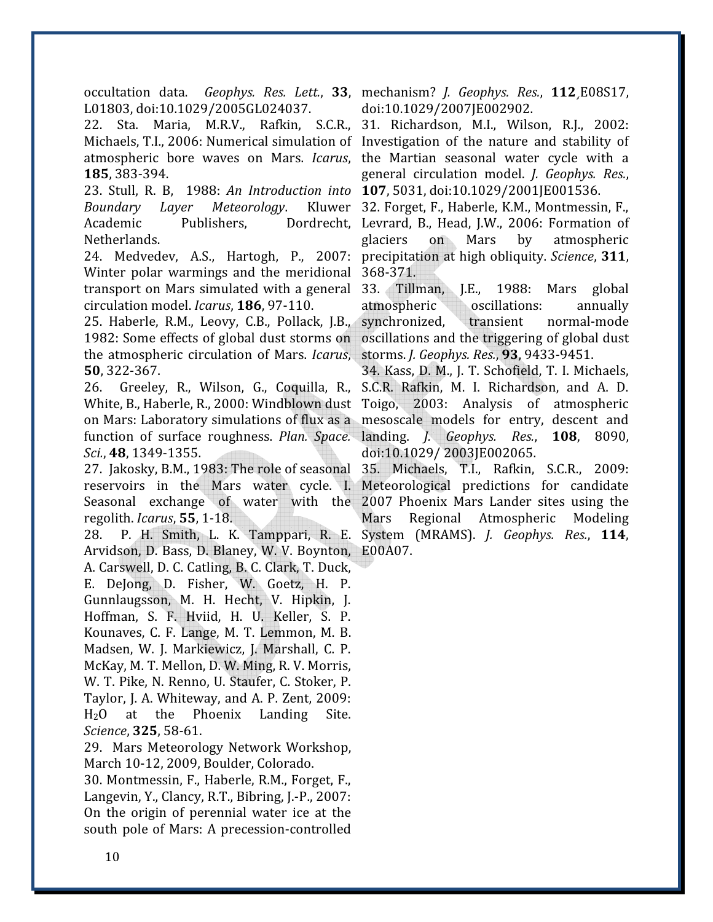occultation data. *Geophys. Res. Lett.*, **33**, L01803, doi:10.1029/2005GL024037.

22. Sta. Maria, M.R.V., Rafkin, S.C.R., Michaels, T.I., 2006: Numerical simulation of atmospheric bore waves on Mars. *Icarus*, **185**, 383-394.

23. Stull, R. B, 1988: *An Introduction into Boundary Layer Meteorology*. Kluwer Academic Publishers, Dordrecht, Netherlands.

24. Medvedev, A.S., Hartogh, P., 2007: Winter polar warmings and the meridional transport on Mars simulated with a general circulation model. *Icarus*, **186**, 97-110.

25. Haberle, R.M., Leovy, C.B., Pollack, J.B., 1982: Some effects of global dust storms on the atmospheric circulation of Mars. *Icarus*, **50**, 322-367.

26. Greeley, R., Wilson, G., Coquilla, R., White, B., Haberle, R., 2000: Windblown dust on Mars: Laboratory simulations of flux as a function of surface roughness. *Plan. Space. Sci.*, **48**, 1349-1355.

27. Jakosky, B.M., 1983: The role of seasonal reservoirs in the Mars water cycle. I. Seasonal exchange of water with the regolith. *Icarus*, **55**, 1-18.

28. P. H. Smith, L. K. Tamppari, R. E. Arvidson, D. Bass, D. Blaney, W. V. Boynton, A. Carswell, D. C. Catling, B. C. Clark, T. Duck, E. DeJong, D. Fisher, W. Goetz, H. P. Gunnlaugsson, M. H. Hecht, V. Hipkin, J. Hoffman, S. F. Hviid, H. U. Keller, S. P. Kounaves, C. F. Lange, M. T. Lemmon, M. B. Madsen, W. J. Markiewicz, J. Marshall, C. P. McKay, M. T. Mellon, D. W. Ming, R. V. Morris, W. T. Pike, N. Renno, U. Staufer, C. Stoker, P. Taylor, J. A. Whiteway, and A. P. Zent, 2009: $H_2O$ at the Phoenix Landing Site. *Science*, **325**, 58-61.

29. Mars Meteorology Network Workshop, March 10-12, 2009, Boulder, Colorado.

30. Montmessin, F., Haberle, R.M., Forget, F., Langevin, Y., Clancy, R.T., Bibring, J.-P., 2007: On the origin of perennial water ice at the south pole of Mars: A precession-controlled mechanism? *J. Geophys. Res.*, **112**, E08S17, doi:10.1029/2007JE002902.

31. Richardson, M.I., Wilson, R.J., 2002: Investigation of the nature and stability of the Martian seasonal water cycle with a general circulation model. *J. Geophys. Res.*, **107**, 5031, doi:10.1029/2001JE001536.

32. Forget, F., Haberle, K.M., Montmessin, F., Levrard, B., Head, J.W., 2006: Formation of glaciers on Mars by atmospheric precipitation at high obliquity. *Science*, **311**, 368-371.

33. Tillman, J.E., 1988: Mars global atmospheric oscillations: annually synchronized, transient normal-mode oscillations and the triggering of global dust storms. *J. Geophys. Res.*, **93**, 9433-9451.

34. Kass, D. M., J. T. Schofield, T. I. Michaels, S.C.R. Rafkin, M. I. Richardson, and A. D. Toigo, 2003: Analysis of atmospheric mesoscale models for entry, descent and landing. *J. Geophys. Res.*, **108**, 8090, doi:10.1029/ 2003JE002065.

35. Michaels, T.I., Rafkin, S.C.R., 2009: Meteorological predictions for candidate 2007 Phoenix Mars Lander sites using the Mars Regional Atmospheric Modeling System (MRAMS). *J. Geophys. Res.*, **114**, E00A07.